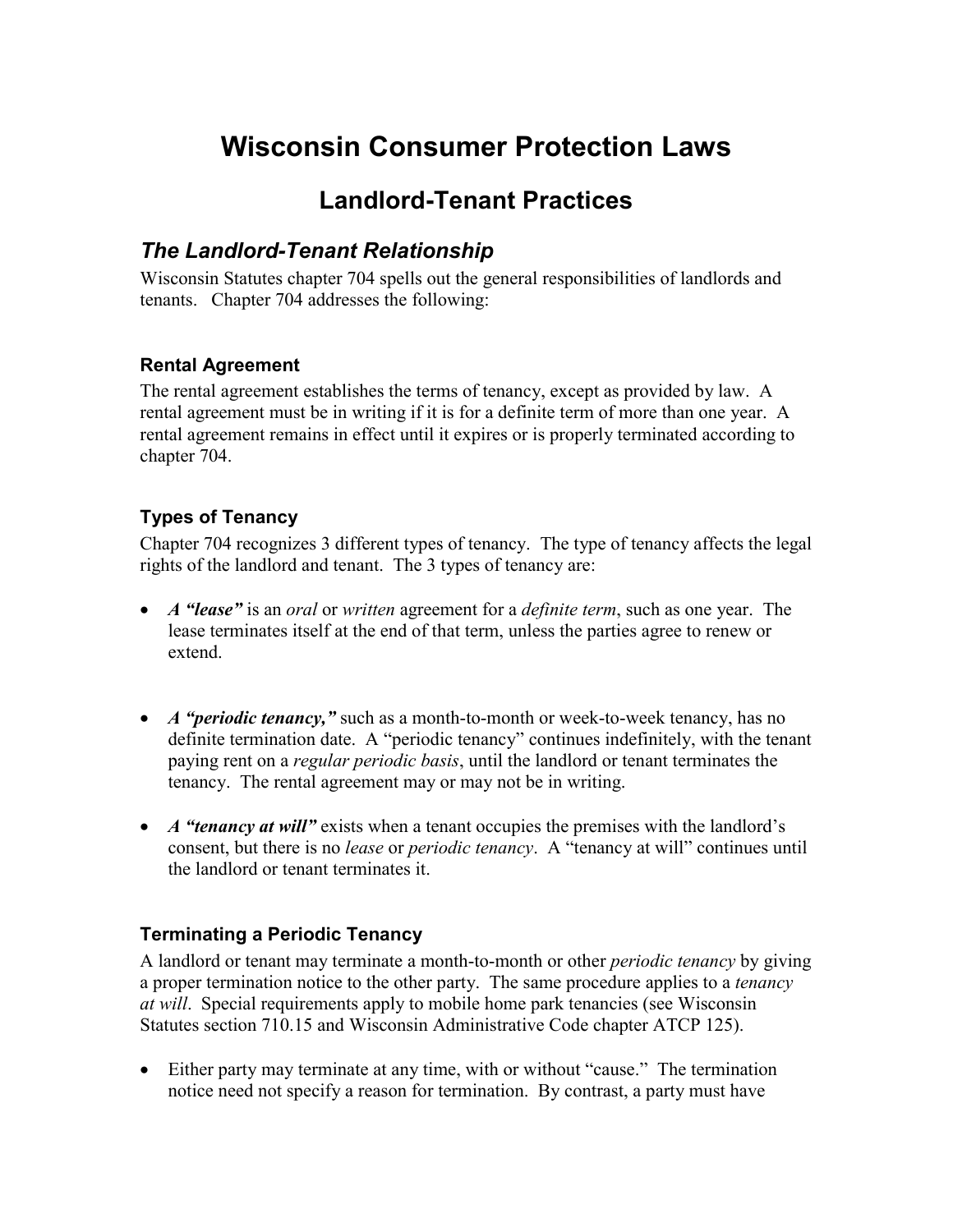# Wisconsin Consumer Protection Laws

## Landlord-Tenant Practices

### *The Landlord-Tenant Relationship*

Wisconsin Statutes chapter 704 spells out the general responsibilities of landlords and tenants. Chapter 704 addresses the following:

#### Rental Agreement

The rental agreement establishes the terms of tenancy, except as provided by law. A rental agreement must be in writing if it is for a definite term of more than one year. A rental agreement remains in effect until it expires or is properly terminated according to chapter 704.

#### Types of Tenancy

Chapter 704 recognizes 3 different types of tenancy. The type of tenancy affects the legal rights of the landlord and tenant. The 3 types of tenancy are:

- ***A "lease"*** is an *oral* or *written* agreement for a *definite term*, such as one year. The lease terminates itself at the end of that term, unless the parties agree to renew or extend.
- ***A "periodic tenancy,"*** such as a month-to-month or week-to-week tenancy, has no definite termination date. A "periodic tenancy" continues indefinitely, with the tenant paying rent on a *regular periodic basis*, until the landlord or tenant terminates the tenancy. The rental agreement may or may not be in writing.
- ***A "tenancy at will"*** exists when a tenant occupies the premises with the landlord's consent, but there is no *lease* or *periodic tenancy*. A "tenancy at will" continues until the landlord or tenant terminates it.

#### Terminating a Periodic Tenancy

A landlord or tenant may terminate a month-to-month or other *periodic tenancy* by giving a proper termination notice to the other party. The same procedure applies to a *tenancy at will*. Special requirements apply to mobile home park tenancies (see Wisconsin Statutes section 710.15 and Wisconsin Administrative Code chapter ATCP 125).

- Either party may terminate at any time, with or without "cause." The termination notice need not specify a reason for termination. By contrast, a party must have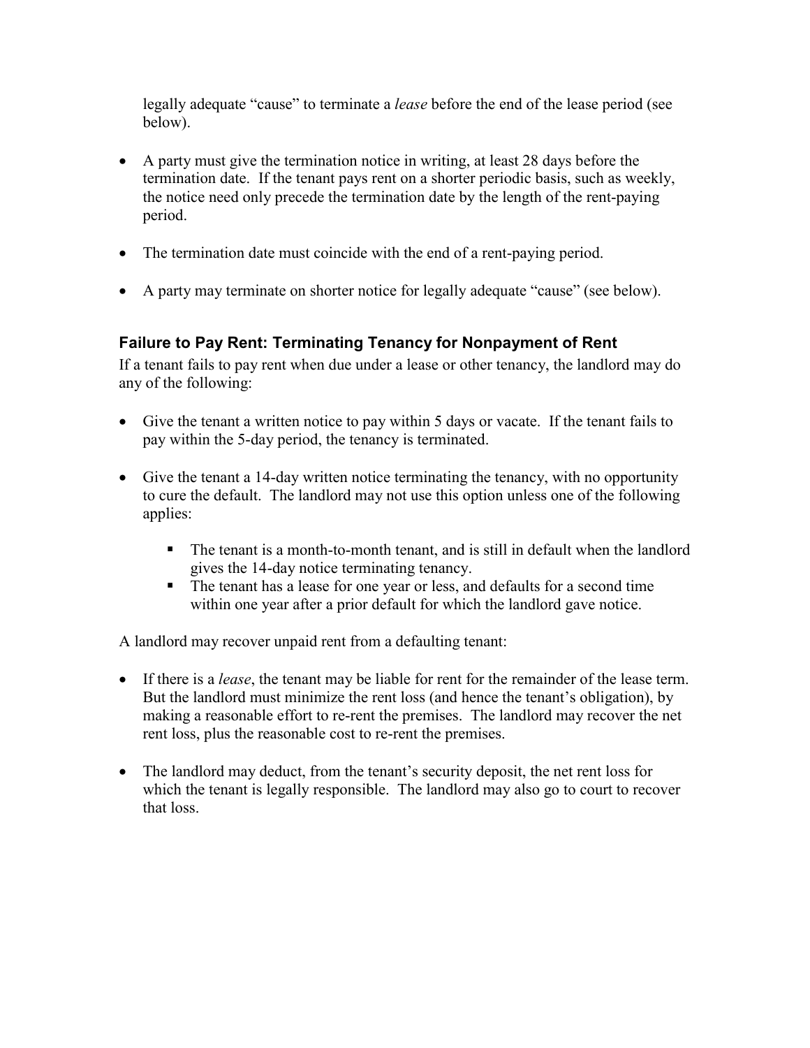legally adequate "cause" to terminate a *lease* before the end of the lease period (see below).

- A party must give the termination notice in writing, at least 28 days before the termination date. If the tenant pays rent on a shorter periodic basis, such as weekly, the notice need only precede the termination date by the length of the rent-paying period.
- The termination date must coincide with the end of a rent-paying period.
- A party may terminate on shorter notice for legally adequate "cause" (see below).

### Failure to Pay Rent: Terminating Tenancy for Nonpayment of Rent

If a tenant fails to pay rent when due under a lease or other tenancy, the landlord may do any of the following:

- Give the tenant a written notice to pay within 5 days or vacate. If the tenant fails to pay within the 5-day period, the tenancy is terminated.
- Give the tenant a 14-day written notice terminating the tenancy, with no opportunity to cure the default. The landlord may not use this option unless one of the following applies:
  - The tenant is a month-to-month tenant, and is still in default when the landlord gives the 14-day notice terminating tenancy.
  - The tenant has a lease for one year or less, and defaults for a second time within one year after a prior default for which the landlord gave notice.

A landlord may recover unpaid rent from a defaulting tenant:

- If there is a *lease*, the tenant may be liable for rent for the remainder of the lease term. But the landlord must minimize the rent loss (and hence the tenant's obligation), by making a reasonable effort to re-rent the premises. The landlord may recover the net rent loss, plus the reasonable cost to re-rent the premises.
- The landlord may deduct, from the tenant's security deposit, the net rent loss for which the tenant is legally responsible. The landlord may also go to court to recover that loss.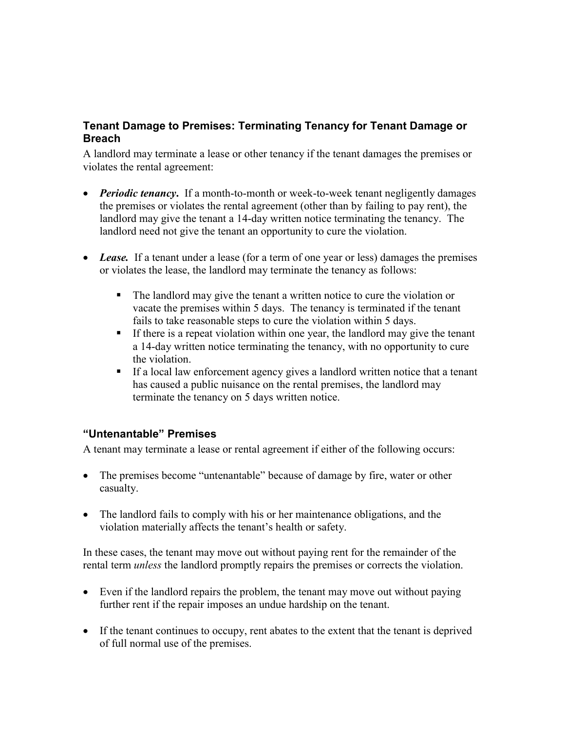### Tenant Damage to Premises: Terminating Tenancy for Tenant Damage or Breach

A landlord may terminate a lease or other tenancy if the tenant damages the premises or violates the rental agreement:

- ***Periodic tenancy***. If a month-to-month or week-to-week tenant negligently damages the premises or violates the rental agreement (other than by failing to pay rent), the landlord may give the tenant a 14-day written notice terminating the tenancy. The landlord need not give the tenant an opportunity to cure the violation.

- ***Lease.*** If a tenant under a lease (for a term of one year or less) damages the premises or violates the lease, the landlord may terminate the tenancy as follows:

    - The landlord may give the tenant a written notice to cure the violation or vacate the premises within 5 days. The tenancy is terminated if the tenant fails to take reasonable steps to cure the violation within 5 days.
    - If there is a repeat violation within one year, the landlord may give the tenant a 14-day written notice terminating the tenancy, with no opportunity to cure the violation.
    - If a local law enforcement agency gives a landlord written notice that a tenant has caused a public nuisance on the rental premises, the landlord may terminate the tenancy on 5 days written notice.

### "Untenantable" Premises

A tenant may terminate a lease or rental agreement if either of the following occurs:

- The premises become "untenantable" because of damage by fire, water or other casualty.

- The landlord fails to comply with his or her maintenance obligations, and the violation materially affects the tenant's health or safety.

In these cases, the tenant may move out without paying rent for the remainder of the rental term *unless* the landlord promptly repairs the premises or corrects the violation.

- Even if the landlord repairs the problem, the tenant may move out without paying further rent if the repair imposes an undue hardship on the tenant.

- If the tenant continues to occupy, rent abates to the extent that the tenant is deprived of full normal use of the premises.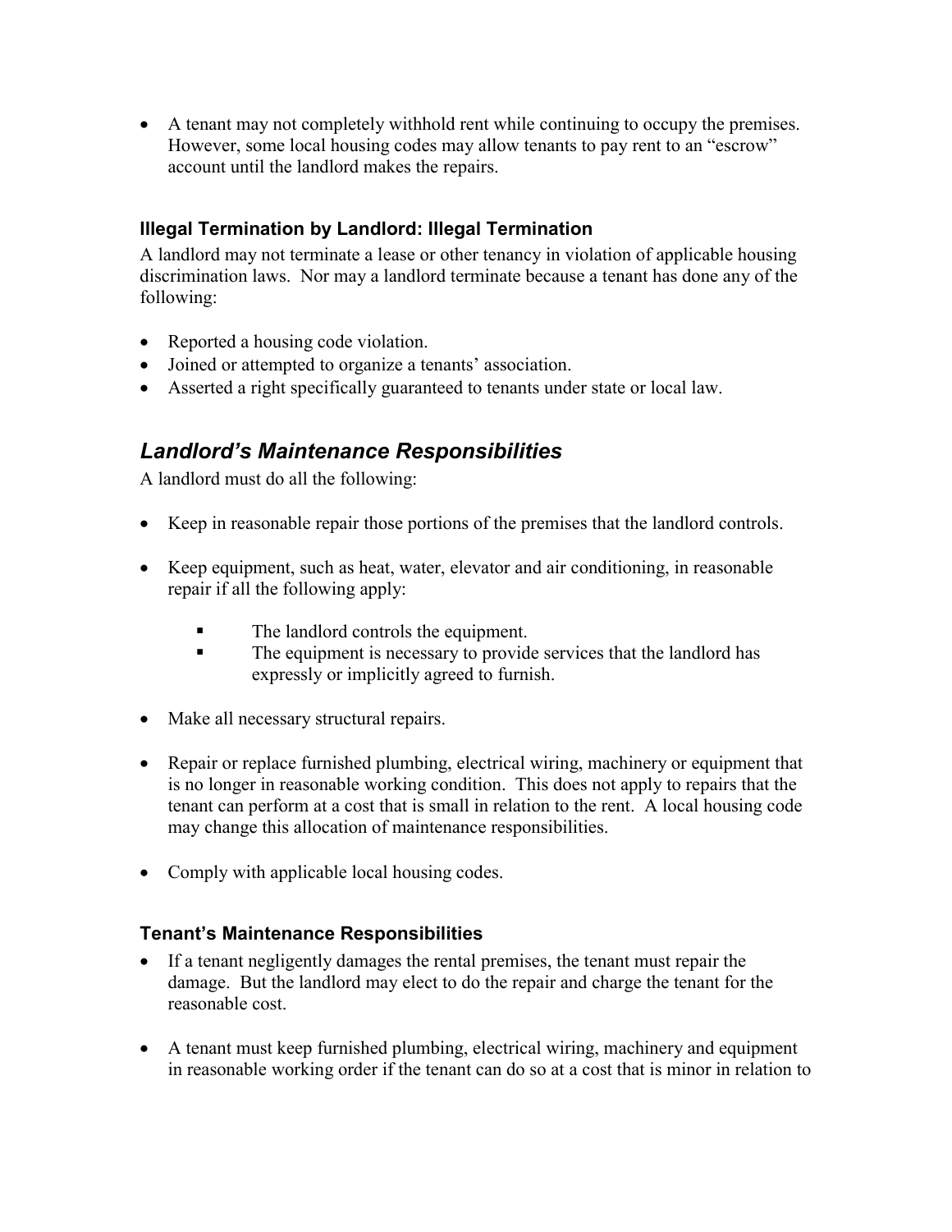- A tenant may not completely withhold rent while continuing to occupy the premises. However, some local housing codes may allow tenants to pay rent to an "escrow" account until the landlord makes the repairs.

### Illegal Termination by Landlord: Illegal Termination

A landlord may not terminate a lease or other tenancy in violation of applicable housing discrimination laws. Nor may a landlord terminate because a tenant has done any of the following:

- Reported a housing code violation.
- Joined or attempted to organize a tenants' association.
- Asserted a right specifically guaranteed to tenants under state or local law.

## *Landlord's Maintenance Responsibilities*

A landlord must do all the following:

- Keep in reasonable repair those portions of the premises that the landlord controls.

- Keep equipment, such as heat, water, elevator and air conditioning, in reasonable repair if all the following apply:
  - The landlord controls the equipment.
  - The equipment is necessary to provide services that the landlord has expressly or implicitly agreed to furnish.

- Make all necessary structural repairs.

- Repair or replace furnished plumbing, electrical wiring, machinery or equipment that is no longer in reasonable working condition. This does not apply to repairs that the tenant can perform at a cost that is small in relation to the rent. A local housing code may change this allocation of maintenance responsibilities.

- Comply with applicable local housing codes.

### Tenant's Maintenance Responsibilities

- If a tenant negligently damages the rental premises, the tenant must repair the damage. But the landlord may elect to do the repair and charge the tenant for the reasonable cost.

- A tenant must keep furnished plumbing, electrical wiring, machinery and equipment in reasonable working order if the tenant can do so at a cost that is minor in relation to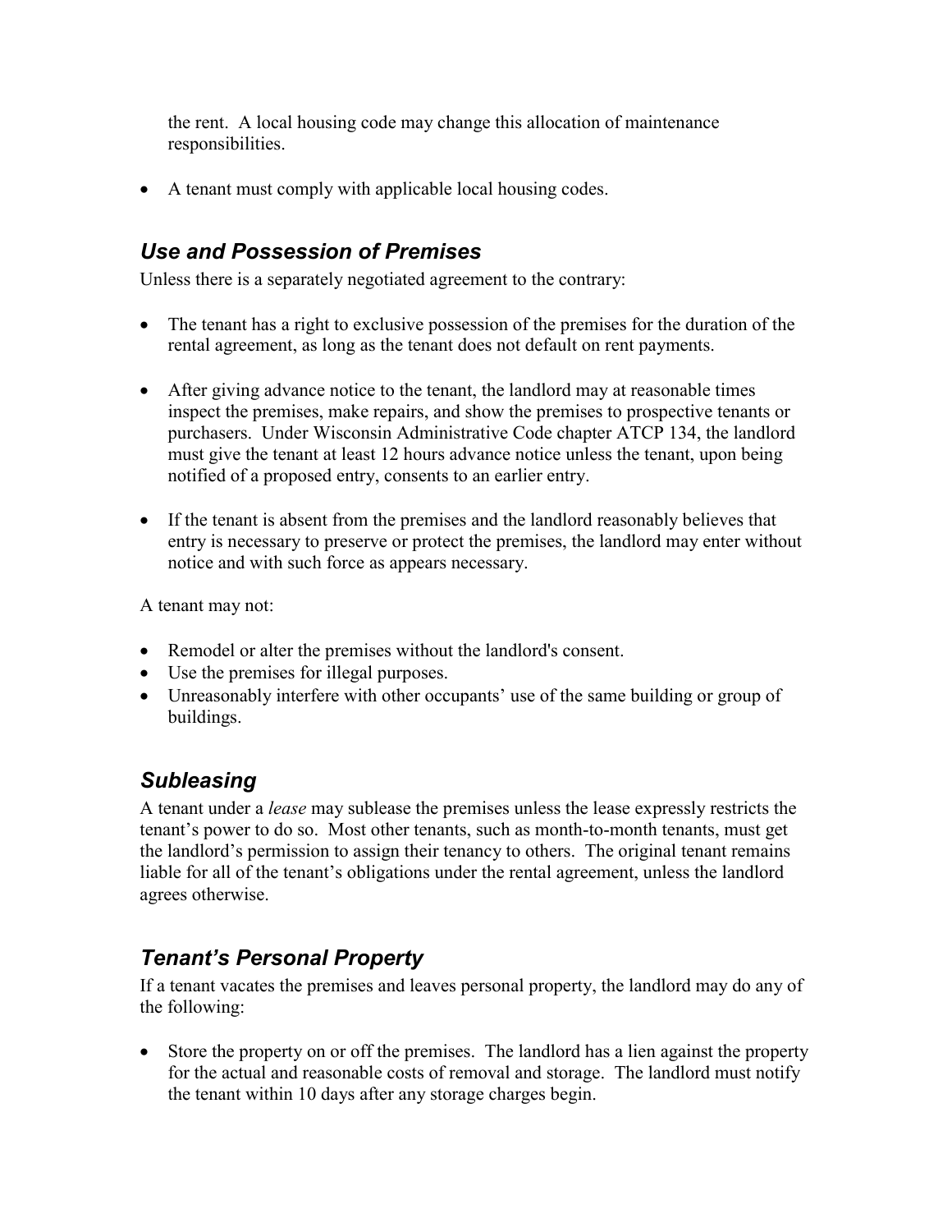the rent. A local housing code may change this allocation of maintenance responsibilities.

- A tenant must comply with applicable local housing codes.

## *Use and Possession of Premises*

Unless there is a separately negotiated agreement to the contrary:

- The tenant has a right to exclusive possession of the premises for the duration of the rental agreement, as long as the tenant does not default on rent payments.

- After giving advance notice to the tenant, the landlord may at reasonable times inspect the premises, make repairs, and show the premises to prospective tenants or purchasers. Under Wisconsin Administrative Code chapter ATCP 134, the landlord must give the tenant at least 12 hours advance notice unless the tenant, upon being notified of a proposed entry, consents to an earlier entry.

- If the tenant is absent from the premises and the landlord reasonably believes that entry is necessary to preserve or protect the premises, the landlord may enter without notice and with such force as appears necessary.

A tenant may not:

- Remodel or alter the premises without the landlord's consent.
- Use the premises for illegal purposes.
- Unreasonably interfere with other occupants' use of the same building or group of buildings.

## *Subleasing*

A tenant under a *lease* may sublease the premises unless the lease expressly restricts the tenant's power to do so. Most other tenants, such as month-to-month tenants, must get the landlord's permission to assign their tenancy to others. The original tenant remains liable for all of the tenant's obligations under the rental agreement, unless the landlord agrees otherwise.

## *Tenant's Personal Property*

If a tenant vacates the premises and leaves personal property, the landlord may do any of the following:

- Store the property on or off the premises. The landlord has a lien against the property for the actual and reasonable costs of removal and storage. The landlord must notify the tenant within 10 days after any storage charges begin.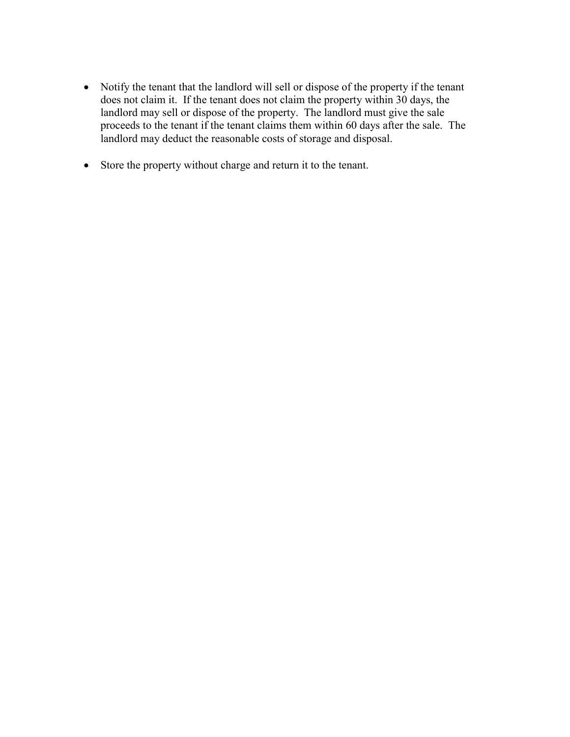- Notify the tenant that the landlord will sell or dispose of the property if the tenant does not claim it. If the tenant does not claim the property within 30 days, the landlord may sell or dispose of the property. The landlord must give the sale proceeds to the tenant if the tenant claims them within 60 days after the sale. The landlord may deduct the reasonable costs of storage and disposal.

- Store the property without charge and return it to the tenant.